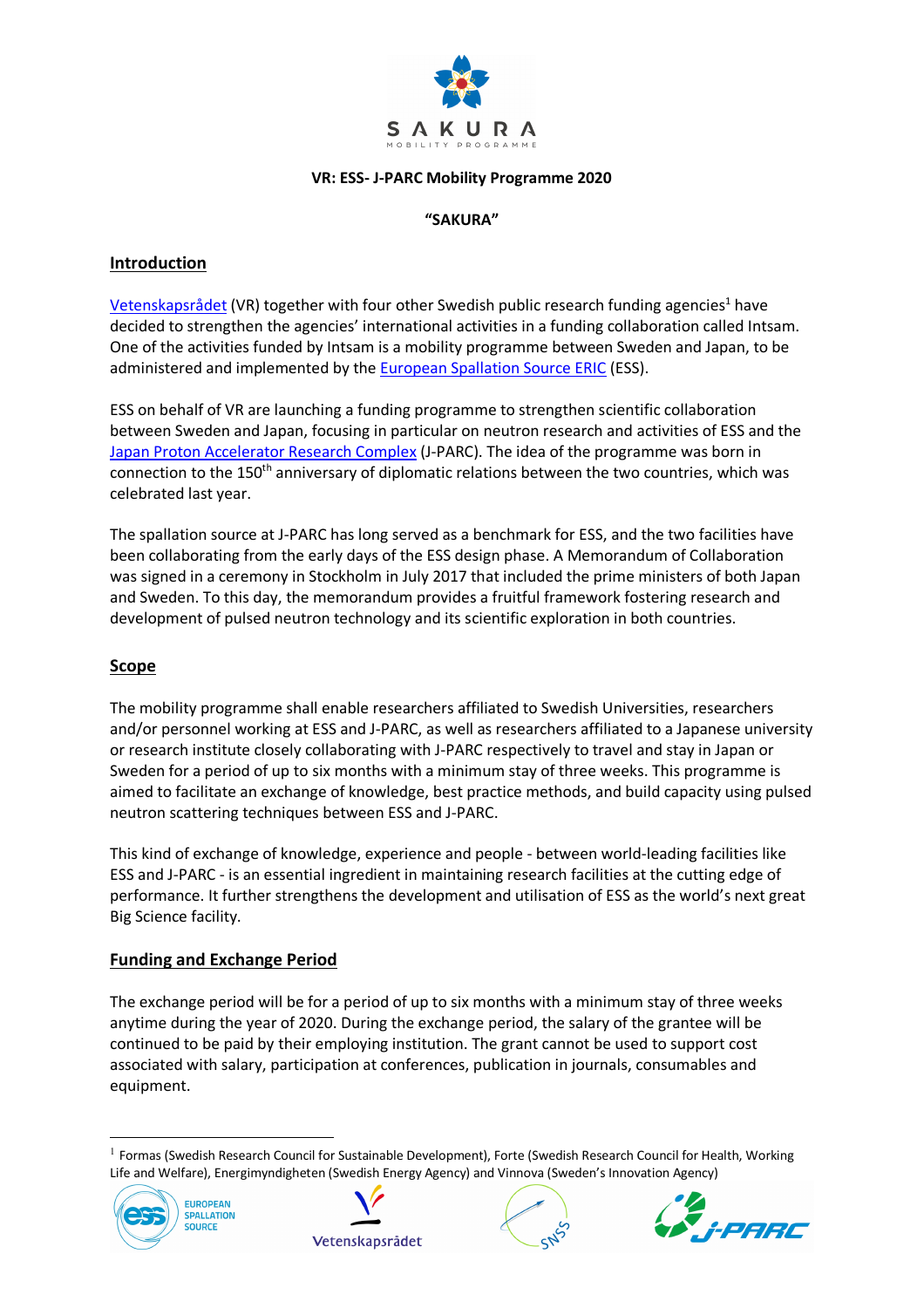**VR: ESS- J-PARC Mobility Programme 2020**

**"SAKURA"**

## Introduction

Vetenskapsrådet (VR) together with four other Swedish public research funding agencies[1] have decided to strengthen the agencies' international activities in a funding collaboration called Intsam. One of the activities funded by Intsam is a mobility programme between Sweden and Japan, to be administered and implemented by the European Spallation Source ERIC (ESS).

ESS on behalf of VR are launching a funding programme to strengthen scientific collaboration between Sweden and Japan, focusing in particular on neutron research and activities of ESS and the Japan Proton Accelerator Research Complex (J-PARC). The idea of the programme was born in connection to the 150th anniversary of diplomatic relations between the two countries, which was celebrated last year.

The spallation source at J-PARC has long served as a benchmark for ESS, and the two facilities have been collaborating from the early days of the ESS design phase. A Memorandum of Collaboration was signed in a ceremony in Stockholm in July 2017 that included the prime ministers of both Japan and Sweden. To this day, the memorandum provides a fruitful framework fostering research and development of pulsed neutron technology and its scientific exploration in both countries.

## Scope

The mobility programme shall enable researchers affiliated to Swedish Universities, researchers and/or personnel working at ESS and J-PARC, as well as researchers affiliated to a Japanese university or research institute closely collaborating with J-PARC respectively to travel and stay in Japan or Sweden for a period of up to six months with a minimum stay of three weeks. This programme is aimed to facilitate an exchange of knowledge, best practice methods, and build capacity using pulsed neutron scattering techniques between ESS and J-PARC.

This kind of exchange of knowledge, experience and people - between world-leading facilities like ESS and J-PARC - is an essential ingredient in maintaining research facilities at the cutting edge of performance. It further strengthens the development and utilisation of ESS as the world's next great Big Science facility.

## Funding and Exchange Period

The exchange period will be for a period of up to six months with a minimum stay of three weeks anytime during the year of 2020. During the exchange period, the salary of the grantee will be continued to be paid by their employing institution. The grant cannot be used to support cost associated with salary, participation at conferences, publication in journals, consumables and equipment.

---

[1] Formas (Swedish Research Council for Sustainable Development), Forte (Swedish Research Council for Health, Working Life and Welfare), Energimyndigheten (Swedish Energy Agency) and Vinnova (Sweden's Innovation Agency)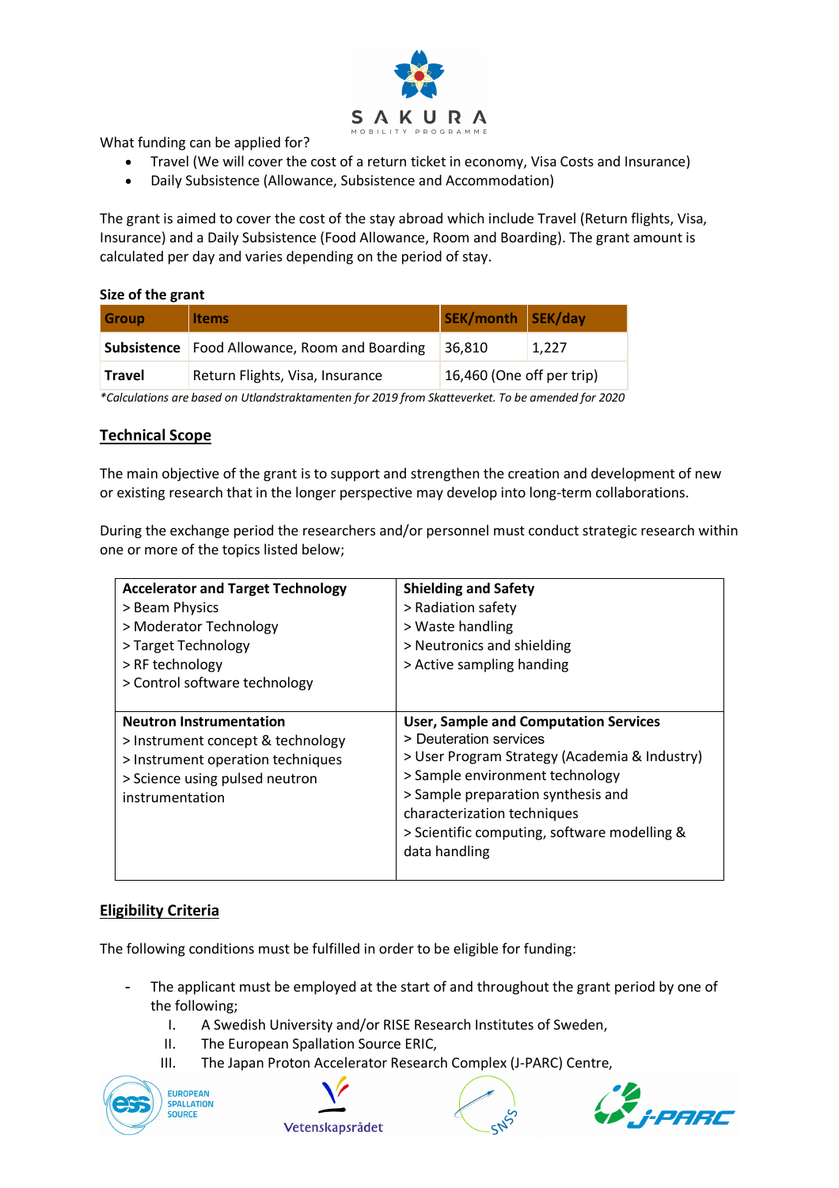What funding can be applied for?

- Travel (We will cover the cost of a return ticket in economy, Visa Costs and Insurance)
- Daily Subsistence (Allowance, Subsistence and Accommodation)

The grant is aimed to cover the cost of the stay abroad which include Travel (Return flights, Visa, Insurance) and a Daily Subsistence (Food Allowance, Room and Boarding). The grant amount is calculated per day and varies depending on the period of stay.

**Size of the grant**

| Group | Items | SEK/month | SEK/day |
|---|---|---|---|
| **Subsistence** | Food Allowance, Room and Boarding | 36,810 | 1,227 |
| **Travel** | Return Flights, Visa, Insurance | 16,460 (One off per trip) | |

*\*Calculations are based on Utlandstraktamenten for 2019 from Skatteverket. To be amended for 2020*

## Technical Scope

The main objective of the grant is to support and strengthen the creation and development of new or existing research that in the longer perspective may develop into long-term collaborations.

During the exchange period the researchers and/or personnel must conduct strategic research within one or more of the topics listed below;

| **Accelerator and Target Technology**<br>> Beam Physics<br>> Moderator Technology<br>> Target Technology<br>> RF technology<br>> Control software technology | **Shielding and Safety**<br>> Radiation safety<br>> Waste handling<br>> Neutronics and shielding<br>> Active sampling handing |
|---|---|
| **Neutron Instrumentation**<br>> Instrument concept & technology<br>> Instrument operation techniques<br>> Science using pulsed neutron instrumentation | **User, Sample and Computation Services**<br>> Deuteration services<br>> User Program Strategy (Academia & Industry)<br>> Sample environment technology<br>> Sample preparation synthesis and characterization techniques<br>> Scientific computing, software modelling & data handling |

## Eligibility Criteria

The following conditions must be fulfilled in order to be eligible for funding:

- The applicant must be employed at the start of and throughout the grant period by one of the following;
    - I. A Swedish University and/or RISE Research Institutes of Sweden,
    - II. The European Spallation Source ERIC,
    - III. The Japan Proton Accelerator Research Complex (J-PARC) Centre,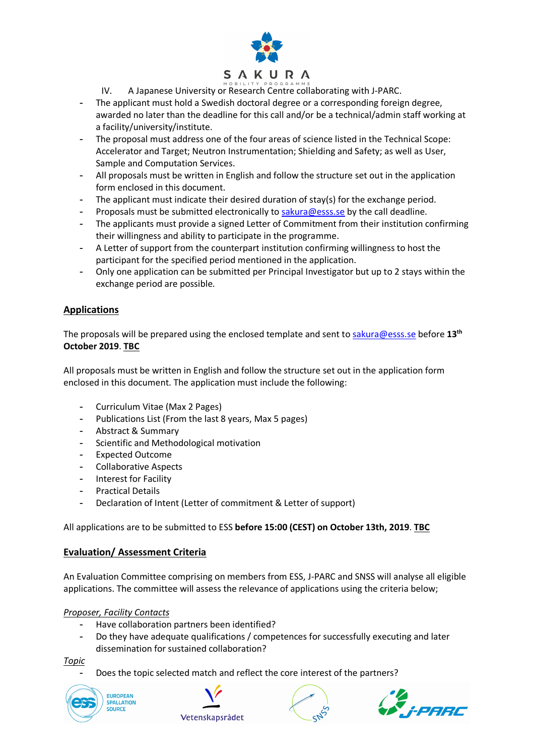IV. A Japanese University or Research Centre collaborating with J-PARC.

- The applicant must hold a Swedish doctoral degree or a corresponding foreign degree, awarded no later than the deadline for this call and/or be a technical/admin staff working at a facility/university/institute.
- The proposal must address one of the four areas of science listed in the Technical Scope: Accelerator and Target; Neutron Instrumentation; Shielding and Safety; as well as User, Sample and Computation Services.
- All proposals must be written in English and follow the structure set out in the application form enclosed in this document.
- The applicant must indicate their desired duration of stay(s) for the exchange period.
- Proposals must be submitted electronically to sakura@esss.se by the call deadline.
- The applicants must provide a signed Letter of Commitment from their institution confirming their willingness and ability to participate in the programme.
- A Letter of support from the counterpart institution confirming willingness to host the participant for the specified period mentioned in the application.
- Only one application can be submitted per Principal Investigator but up to 2 stays within the exchange period are possible.

## Applications

The proposals will be prepared using the enclosed template and sent to sakura@esss.se before **13th October 2019**. **TBC**

All proposals must be written in English and follow the structure set out in the application form enclosed in this document. The application must include the following:

- Curriculum Vitae (Max 2 Pages)
- Publications List (From the last 8 years, Max 5 pages)
- Abstract & Summary
- Scientific and Methodological motivation
- Expected Outcome
- Collaborative Aspects
- Interest for Facility
- Practical Details
- Declaration of Intent (Letter of commitment & Letter of support)

All applications are to be submitted to ESS **before 15:00 (CEST) on October 13th, 2019**. **TBC**

## Evaluation/ Assessment Criteria

An Evaluation Committee comprising on members from ESS, J-PARC and SNSS will analyse all eligible applications. The committee will assess the relevance of applications using the criteria below;

*Proposer, Facility Contacts*

- Have collaboration partners been identified?
- Do they have adequate qualifications / competences for successfully executing and later dissemination for sustained collaboration?

*Topic*

- Does the topic selected match and reflect the core interest of the partners?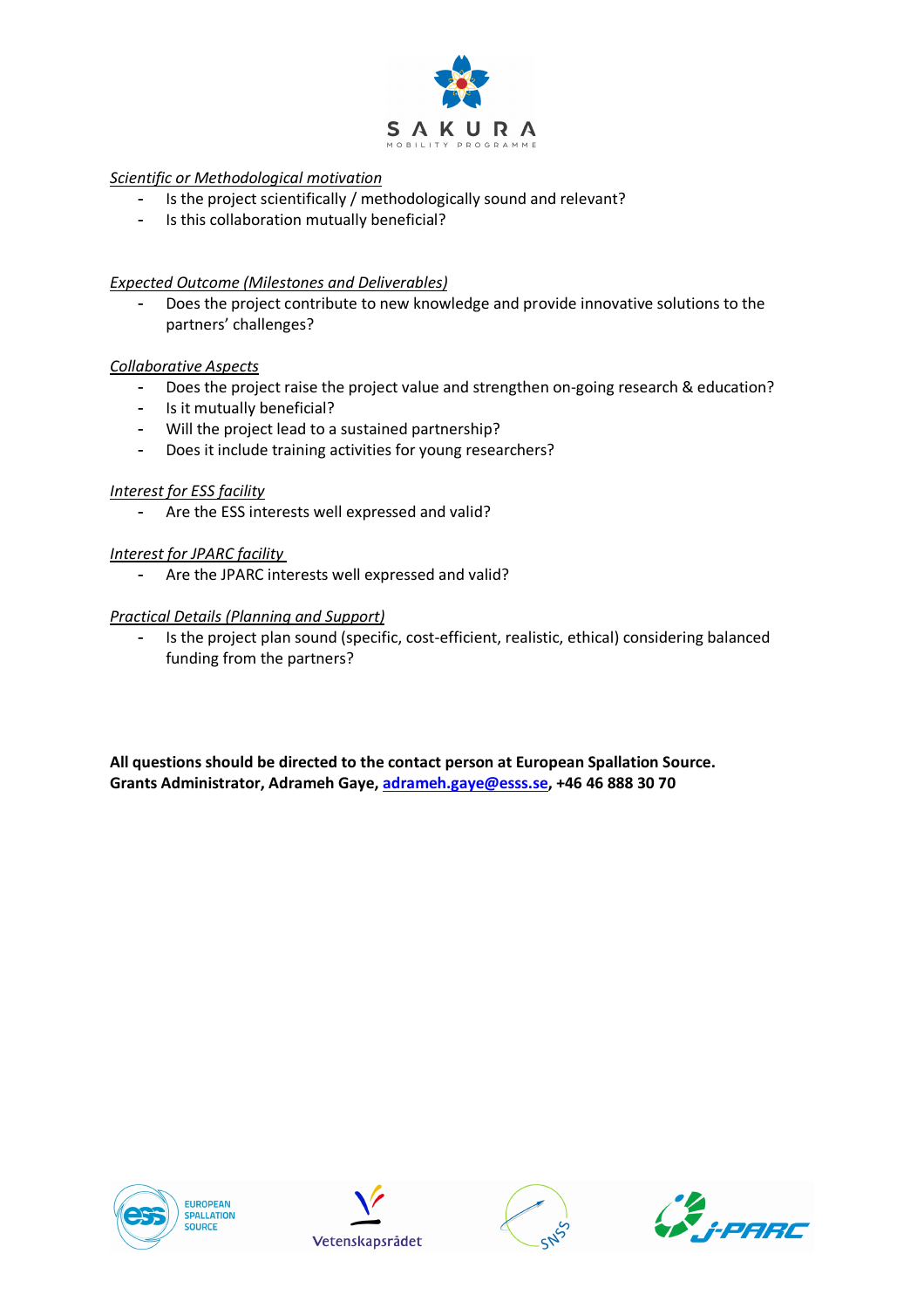*Scientific or Methodological motivation*

- Is the project scientifically / methodologically sound and relevant?
- Is this collaboration mutually beneficial?

*Expected Outcome (Milestones and Deliverables)*

- Does the project contribute to new knowledge and provide innovative solutions to the partners' challenges?

*Collaborative Aspects*

- Does the project raise the project value and strengthen on-going research & education?
- Is it mutually beneficial?
- Will the project lead to a sustained partnership?
- Does it include training activities for young researchers?

*Interest for ESS facility*

- Are the ESS interests well expressed and valid?

*Interest for JPARC facility*

- Are the JPARC interests well expressed and valid?

*Practical Details (Planning and Support)*

- Is the project plan sound (specific, cost-efficient, realistic, ethical) considering balanced funding from the partners?

**All questions should be directed to the contact person at European Spallation Source.**
**Grants Administrator, Adrameh Gaye, [adrameh.gaye@esss.se](mailto:adrameh.gaye@esss.se), +46 46 888 30 70**